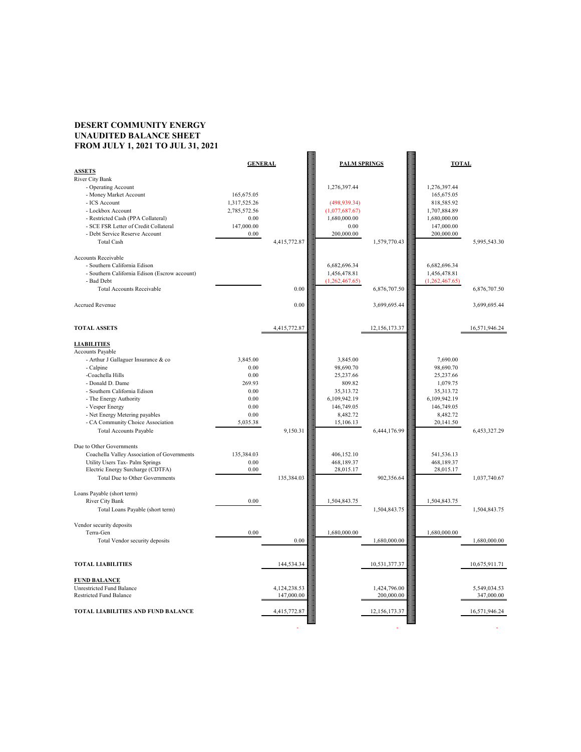# DESERT COMMUNITY ENERGY
# UNAUDITED BALANCE SHEET
# FROM JULY 1, 2021 TO JUL 31, 2021

| | GENERAL | | PALM SPRINGS | | TOTAL | |
|---|---|---|---|---|---|---|
| **ASSETS** | | | | | | |
| River City Bank | | | | | | |
| - Operating Account | | | 1,276,397.44 | | 1,276,397.44 | |
| - Money Market Account | 165,675.05 | | | | 165,675.05 | |
| - ICS Account | 1,317,525.26 | | (498,939.34) | | 818,585.92 | |
| - Lockbox Account | 2,785,572.56 | | (1,077,687.67) | | 1,707,884.89 | |
| - Restricted Cash (PPA Collateral) | 0.00 | | 1,680,000.00 | | 1,680,000.00 | |
| - SCE FSR Letter of Credit Collateral | 147,000.00 | | 0.00 | | 147,000.00 | |
| - Debt Service Reserve Account | 0.00 | | 200,000.00 | | 200,000.00 | |
| Total Cash | | 4,415,772.87 | | 1,579,770.43 | | 5,995,543.30 |
| Accounts Receivable | | | | | | |
| - Southern California Edison | | | 6,682,696.34 | | 6,682,696.34 | |
| - Southern California Edison (Escrow account) | | | 1,456,478.81 | | 1,456,478.81 | |
| - Bad Debt | | | (1,262,467.65) | | (1,262,467.65) | |
| Total Accounts Receivable | | 0.00 | | 6,876,707.50 | | 6,876,707.50 |
| Accrued Revenue | | 0.00 | | 3,699,695.44 | | 3,699,695.44 |
| **TOTAL ASSETS** | | 4,415,772.87 | | 12,156,173.37 | | 16,571,946.24 |
| **LIABILITIES** | | | | | | |
| Accounts Payable | | | | | | |
| - Arthur J Gallaguer Insurance & co | 3,845.00 | | 3,845.00 | | 7,690.00 | |
| - Calpine | 0.00 | | 98,690.70 | | 98,690.70 | |
| -Coachella Hills | 0.00 | | 25,237.66 | | 25,237.66 | |
| - Donald D. Dame | 269.93 | | 809.82 | | 1,079.75 | |
| - Southern California Edison | 0.00 | | 35,313.72 | | 35,313.72 | |
| - The Energy Authority | 0.00 | | 6,109,942.19 | | 6,109,942.19 | |
| - Vesper Energy | 0.00 | | 146,749.05 | | 146,749.05 | |
| - Net Energy Metering payables | 0.00 | | 8,482.72 | | 8,482.72 | |
| - CA Community Choice Association | 5,035.38 | | 15,106.13 | | 20,141.50 | |
| Total Accounts Payable | | 9,150.31 | | 6,444,176.99 | | 6,453,327.29 |
| Due to Other Governments | | | | | | |
| Coachella Valley Association of Governments | 135,384.03 | | 406,152.10 | | 541,536.13 | |
| Utility Users Tax- Palm Springs | 0.00 | | 468,189.37 | | 468,189.37 | |
| Electric Energy Surcharge (CDTFA) | 0.00 | | 28,015.17 | | 28,015.17 | |
| Total Due to Other Governments | | 135,384.03 | | 902,356.64 | | 1,037,740.67 |
| Loans Payable (short term) | | | | | | |
| River City Bank | 0.00 | | 1,504,843.75 | | 1,504,843.75 | |
| Total Loans Payable (short term) | | | | 1,504,843.75 | | 1,504,843.75 |
| Vendor security deposits | | | | | | |
| Terra-Gen | 0.00 | | 1,680,000.00 | | 1,680,000.00 | |
| Total Vendor security deposits | | 0.00 | | 1,680,000.00 | | 1,680,000.00 |
| **TOTAL LIABILITIES** | | 144,534.34 | | 10,531,377.37 | | 10,675,911.71 |
| **FUND BALANCE** | | | | | | |
| Unrestricted Fund Balance | | 4,124,238.53 | | 1,424,796.00 | | 5,549,034.53 |
| Restricted Fund Balance | | 147,000.00 | | 200,000.00 | | 347,000.00 |
| **TOTAL LIABILITIES AND FUND BALANCE** | | 4,415,772.87 | | 12,156,173.37 | | 16,571,946.24 |
| | | - | | - | | - |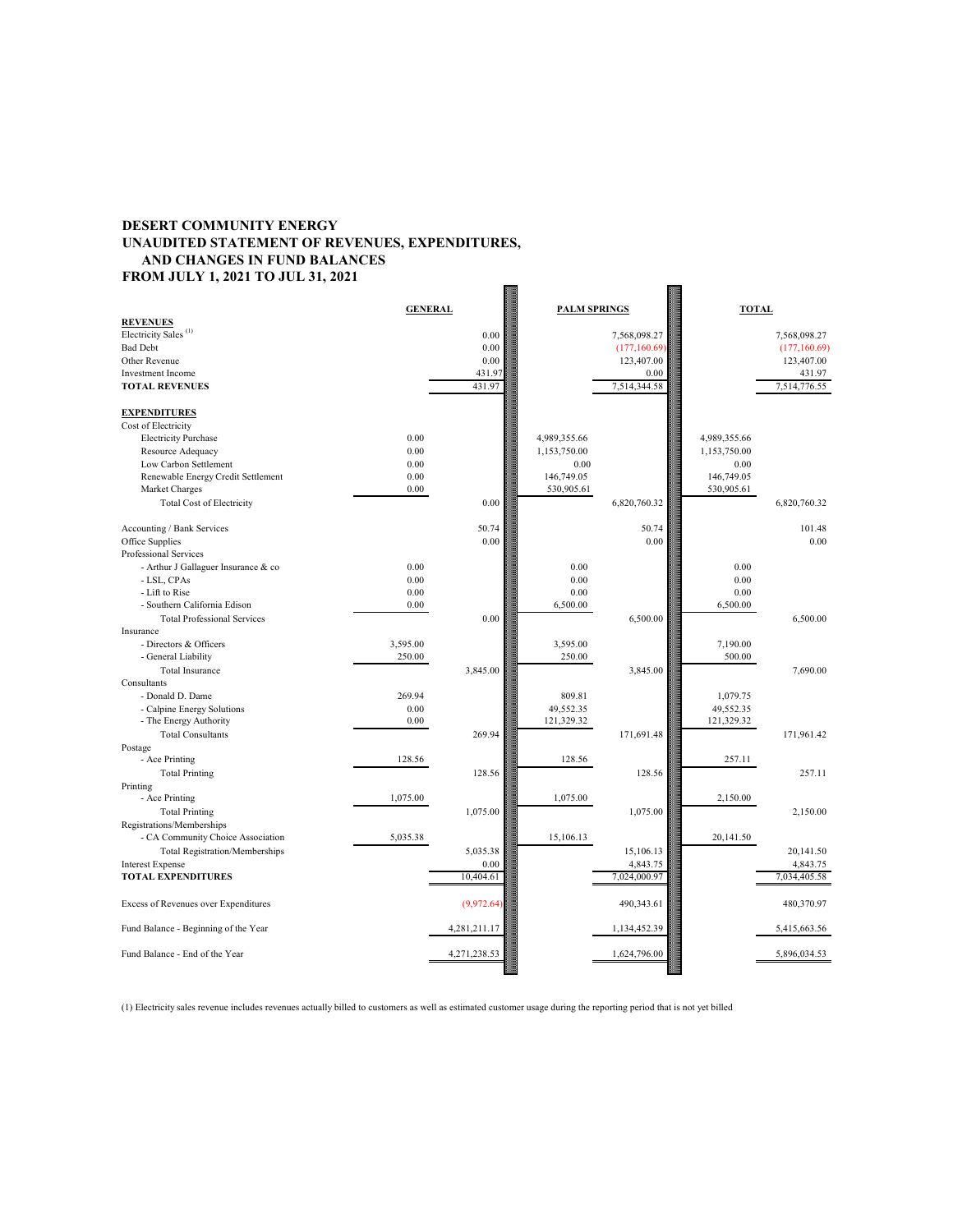# DESERT COMMUNITY ENERGY
## UNAUDITED STATEMENT OF REVENUES, EXPENDITURES, AND CHANGES IN FUND BALANCES
## FROM JULY 1, 2021 TO JUL 31, 2021

| | GENERAL | | PALM SPRINGS | | TOTAL | |
|---|---|---|---|---|---|---|
| **REVENUES** | | | | | | |
| Electricity Sales [(1)] | | 0.00 | | 7,568,098.27 | | 7,568,098.27 |
| Bad Debt | | 0.00 | | (177,160.69) | | (177,160.69) |
| Other Revenue | | 0.00 | | 123,407.00 | | 123,407.00 |
| Investment Income | | 431.97 | | 0.00 | | 431.97 |
| **TOTAL REVENUES** | | 431.97 | | 7,514,344.58 | | 7,514,776.55 |
| | | | | | | |
| **EXPENDITURES** | | | | | | |
| Cost of Electricity | | | | | | |
| Electricity Purchase | 0.00 | | 4,989,355.66 | | 4,989,355.66 | |
| Resource Adequacy | 0.00 | | 1,153,750.00 | | 1,153,750.00 | |
| Low Carbon Settlement | 0.00 | | 0.00 | | 0.00 | |
| Renewable Energy Credit Settlement | 0.00 | | 146,749.05 | | 146,749.05 | |
| Market Charges | 0.00 | | 530,905.61 | | 530,905.61 | |
| Total Cost of Electricity | | 0.00 | | 6,820,760.32 | | 6,820,760.32 |
| | | | | | | |
| Accounting / Bank Services | | 50.74 | | 50.74 | | 101.48 |
| Office Supplies | | 0.00 | | 0.00 | | 0.00 |
| Professional Services | | | | | | |
| - Arthur J Gallaguer Insurance & co | 0.00 | | 0.00 | | 0.00 | |
| - LSL, CPAs | 0.00 | | 0.00 | | 0.00 | |
| - Lift to Rise | 0.00 | | 0.00 | | 0.00 | |
| - Southern California Edison | 0.00 | | 6,500.00 | | 6,500.00 | |
| Total Professional Services | | 0.00 | | 6,500.00 | | 6,500.00 |
| Insurance | | | | | | |
| - Directors & Officers | 3,595.00 | | 3,595.00 | | 7,190.00 | |
| - General Liability | 250.00 | | 250.00 | | 500.00 | |
| Total Insurance | | 3,845.00 | | 3,845.00 | | 7,690.00 |
| Consultants | | | | | | |
| - Donald D. Dame | 269.94 | | 809.81 | | 1,079.75 | |
| - Calpine Energy Solutions | 0.00 | | 49,552.35 | | 49,552.35 | |
| - The Energy Authority | 0.00 | | 121,329.32 | | 121,329.32 | |
| Total Consultants | | 269.94 | | 171,691.48 | | 171,961.42 |
| Postage | | | | | | |
| - Ace Printing | 128.56 | | 128.56 | | 257.11 | |
| Total Printing | | 128.56 | | 128.56 | | 257.11 |
| Printing | | | | | | |
| - Ace Printing | 1,075.00 | | 1,075.00 | | 2,150.00 | |
| Total Printing | | 1,075.00 | | 1,075.00 | | 2,150.00 |
| Registrations/Memberships | | | | | | |
| - CA Community Choice Association | 5,035.38 | | 15,106.13 | | 20,141.50 | |
| Total Registration/Memberships | | 5,035.38 | | 15,106.13 | | 20,141.50 |
| Interest Expense | | 0.00 | | 4,843.75 | | 4,843.75 |
| **TOTAL EXPENDITURES** | | 10,404.61 | | 7,024,000.97 | | 7,034,405.58 |
| | | | | | | |
| Excess of Revenues over Expenditures | | (9,972.64) | | 490,343.61 | | 480,370.97 |
| | | | | | | |
| Fund Balance - Beginning of the Year | | 4,281,211.17 | | 1,134,452.39 | | 5,415,663.56 |
| | | | | | | |
| Fund Balance - End of the Year | | 4,271,238.53 | | 1,624,796.00 | | 5,896,034.53 |

(1) Electricity sales revenue includes revenues actually billed to customers as well as estimated customer usage during the reporting period that is not yet billed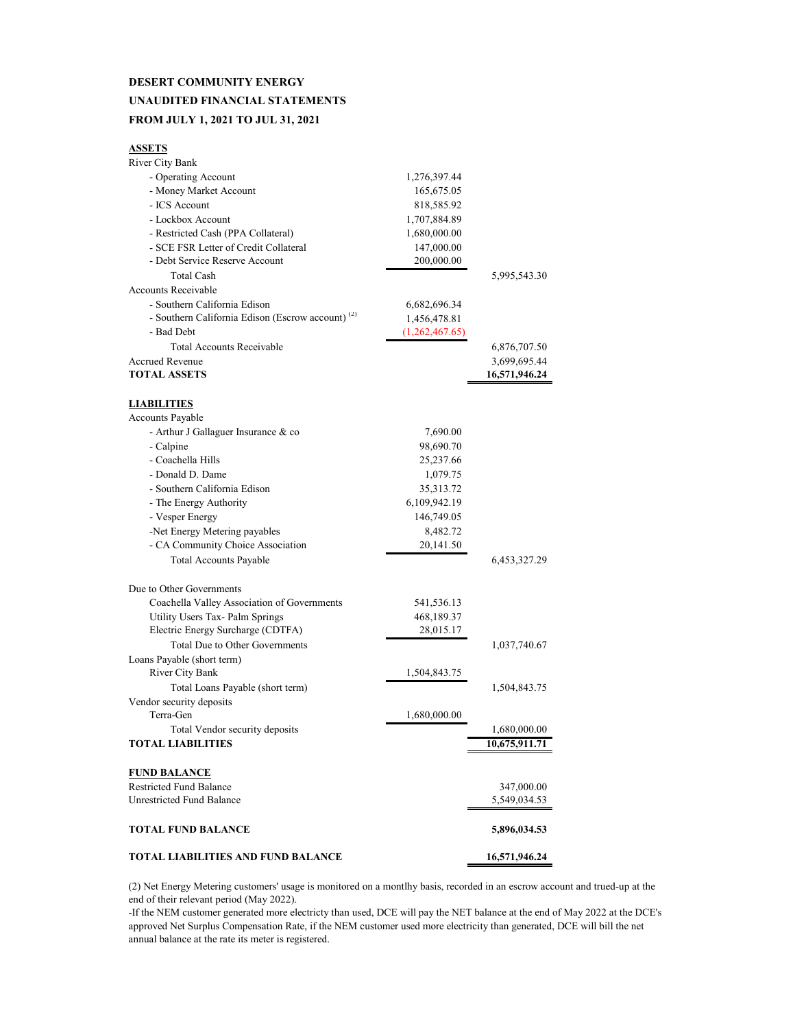**DESERT COMMUNITY ENERGY**

**UNAUDITED FINANCIAL STATEMENTS**

**FROM JULY 1, 2021 TO JUL 31, 2021**

| | | |
|---|---|---|
| **ASSETS** | | |
| River City Bank | | |
| - Operating Account | 1,276,397.44 | |
| - Money Market Account | 165,675.05 | |
| - ICS Account | 818,585.92 | |
| - Lockbox Account | 1,707,884.89 | |
| - Restricted Cash (PPA Collateral) | 1,680,000.00 | |
| - SCE FSR Letter of Credit Collateral | 147,000.00 | |
| - Debt Service Reserve Account | 200,000.00 | |
| Total Cash | | 5,995,543.30 |
| Accounts Receivable | | |
| - Southern California Edison | 6,682,696.34 | |
| - Southern California Edison (Escrow account) [2] | 1,456,478.81 | |
| - Bad Debt | (1,262,467.65) | |
| Total Accounts Receivable | | 6,876,707.50 |
| Accrued Revenue | | 3,699,695.44 |
| **TOTAL ASSETS** | | **16,571,946.24** |
| | | |
| **LIABILITIES** | | |
| Accounts Payable | | |
| - Arthur J Gallaguer Insurance & co | 7,690.00 | |
| - Calpine | 98,690.70 | |
| - Coachella Hills | 25,237.66 | |
| - Donald D. Dame | 1,079.75 | |
| - Southern California Edison | 35,313.72 | |
| - The Energy Authority | 6,109,942.19 | |
| - Vesper Energy | 146,749.05 | |
| -Net Energy Metering payables | 8,482.72 | |
| - CA Community Choice Association | 20,141.50 | |
| Total Accounts Payable | | 6,453,327.29 |
| | | |
| Due to Other Governments | | |
| Coachella Valley Association of Governments | 541,536.13 | |
| Utility Users Tax- Palm Springs | 468,189.37 | |
| Electric Energy Surcharge (CDTFA) | 28,015.17 | |
| Total Due to Other Governments | | 1,037,740.67 |
| Loans Payable (short term) | | |
| River City Bank | 1,504,843.75 | |
| Total Loans Payable (short term) | | 1,504,843.75 |
| Vendor security deposits | | |
| Terra-Gen | 1,680,000.00 | |
| Total Vendor security deposits | | 1,680,000.00 |
| **TOTAL LIABILITIES** | | **10,675,911.71** |
| | | |
| **FUND BALANCE** | | |
| Restricted Fund Balance | | 347,000.00 |
| Unrestricted Fund Balance | | 5,549,034.53 |
| | | |
| **TOTAL FUND BALANCE** | | **5,896,034.53** |
| | | |
| **TOTAL LIABILITIES AND FUND BALANCE** | | **16,571,946.24** |

(2) Net Energy Metering customers' usage is monitored on a montlhy basis, recorded in an escrow account and trued-up at the end of their relevant period (May 2022).

-If the NEM customer generated more electricty than used, DCE will pay the NET balance at the end of May 2022 at the DCE's approved Net Surplus Compensation Rate, if the NEM customer used more electricity than generated, DCE will bill the net annual balance at the rate its meter is registered.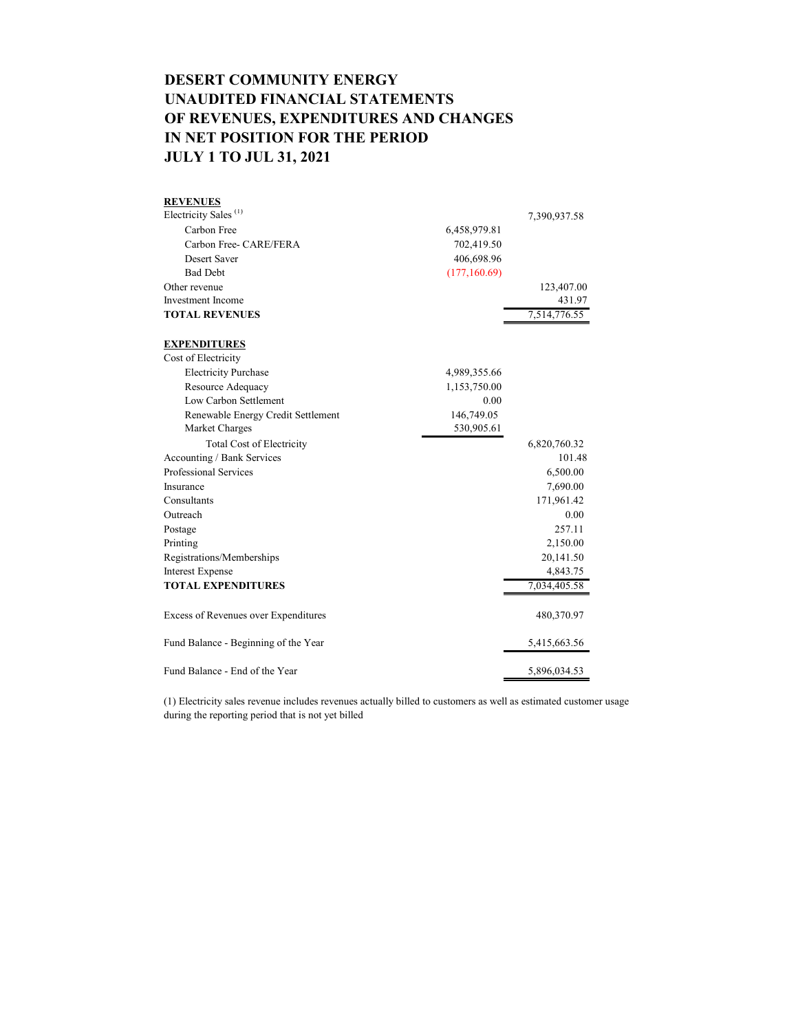# DESERT COMMUNITY ENERGY
# UNAUDITED FINANCIAL STATEMENTS
# OF REVENUES, EXPENDITURES AND CHANGES
# IN NET POSITION FOR THE PERIOD
# JULY 1 TO JUL 31, 2021

| | | |
|---|---|---|
| **REVENUES** | | |
| Electricity Sales [1] | | 7,390,937.58 |
| Carbon Free | 6,458,979.81 | |
| Carbon Free- CARE/FERA | 702,419.50 | |
| Desert Saver | 406,698.96 | |
| Bad Debt | (177,160.69) | |
| Other revenue | | 123,407.00 |
| Investment Income | | 431.97 |
| **TOTAL REVENUES** | | 7,514,776.55 |
| | | |
| **EXPENDITURES** | | |
| Cost of Electricity | | |
| Electricity Purchase | 4,989,355.66 | |
| Resource Adequacy | 1,153,750.00 | |
| Low Carbon Settlement | 0.00 | |
| Renewable Energy Credit Settlement | 146,749.05 | |
| Market Charges | 530,905.61 | |
| Total Cost of Electricity | | 6,820,760.32 |
| Accounting / Bank Services | | 101.48 |
| Professional Services | | 6,500.00 |
| Insurance | | 7,690.00 |
| Consultants | | 171,961.42 |
| Outreach | | 0.00 |
| Postage | | 257.11 |
| Printing | | 2,150.00 |
| Registrations/Memberships | | 20,141.50 |
| Interest Expense | | 4,843.75 |
| **TOTAL EXPENDITURES** | | 7,034,405.58 |
| | | |
| Excess of Revenues over Expenditures | | 480,370.97 |
| | | |
| Fund Balance - Beginning of the Year | | 5,415,663.56 |
| | | |
| Fund Balance - End of the Year | | 5,896,034.53 |

(1) Electricity sales revenue includes revenues actually billed to customers as well as estimated customer usage during the reporting period that is not yet billed